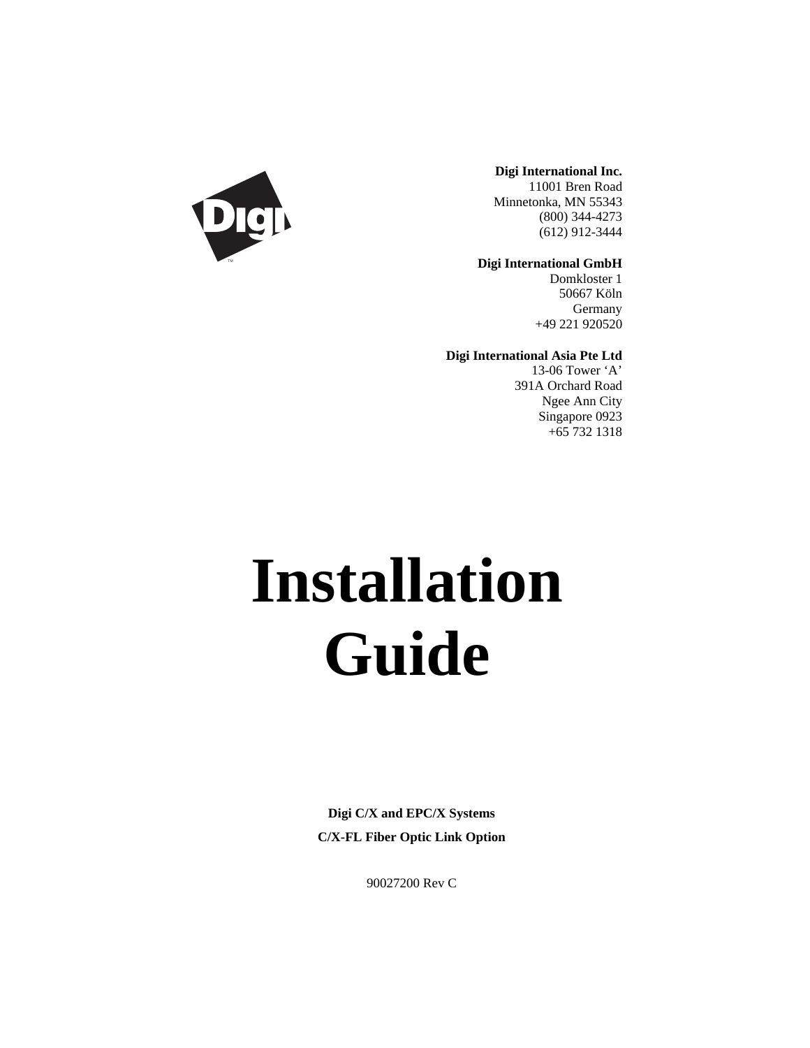**Digi International Inc.**
11001 Bren Road
Minnetonka, MN 55343
(800) 344-4273
(612) 912-3444

**Digi International GmbH**
Domkloster 1
50667 Köln
Germany
+49 221 920520

**Digi International Asia Pte Ltd**
13-06 Tower ‘A’
391A Orchard Road
Ngee Ann City
Singapore 0923
+65 732 1318

# Installation Guide

**Digi C/X and EPC/X Systems**

**C/X-FL Fiber Optic Link Option**

90027200 Rev C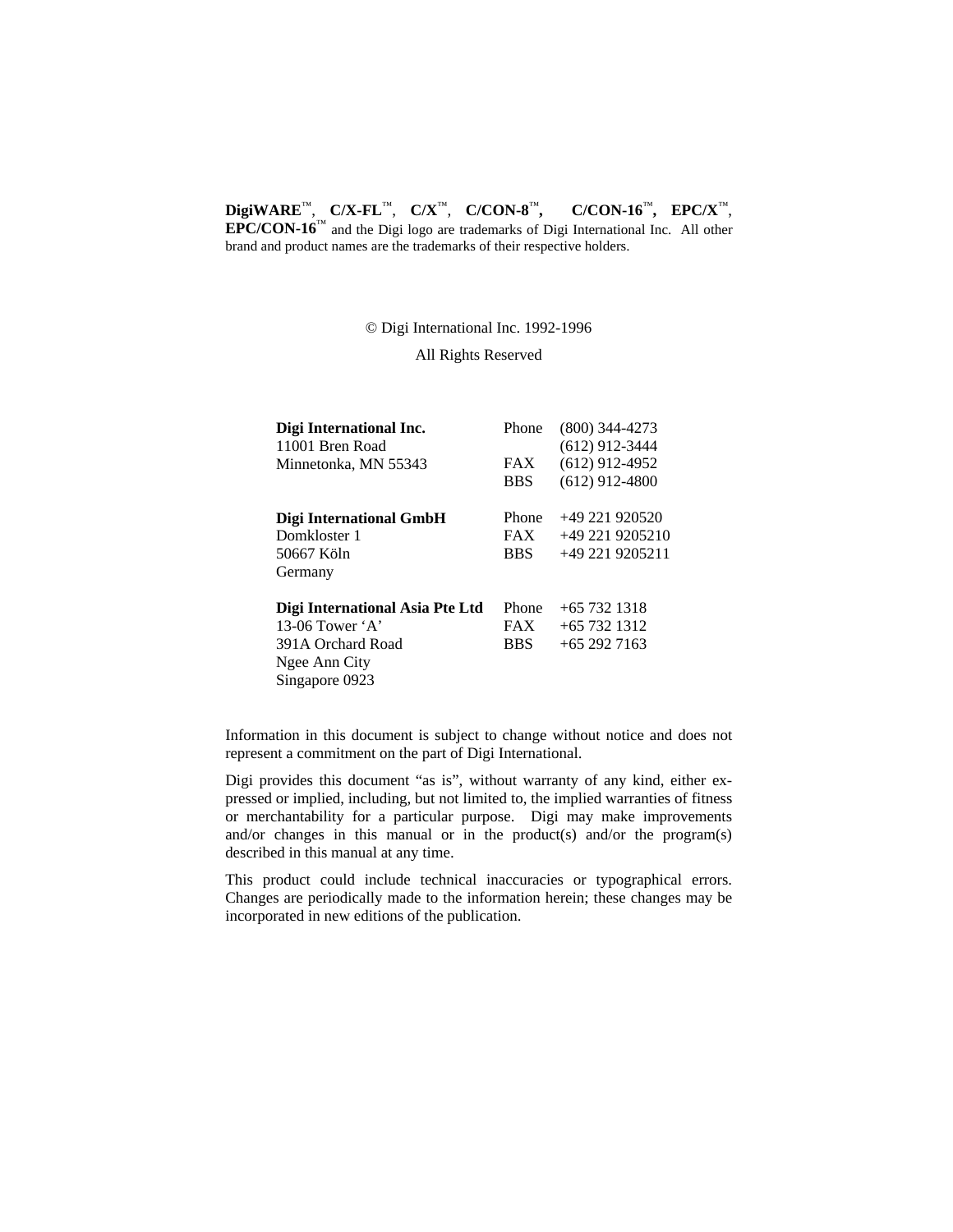**DigiWARE**™, **C/X-FL**™, **C/X**™, **C/CON-8**™**, C/CON-16**™**, EPC/X**™, **EPC/CON-16**™ and the Digi logo are trademarks of Digi International Inc. All other brand and product names are the trademarks of their respective holders.

© Digi International Inc. 1992-1996

All Rights Reserved

| | | |
|---|---|---|
| **Digi International Inc.** | Phone | (800) 344-4273 |
| 11001 Bren Road | | (612) 912-3444 |
| Minnetonka, MN 55343 | FAX | (612) 912-4952 |
| | BBS | (612) 912-4800 |
| | | |
| **Digi International GmbH** | Phone | +49 221 920520 |
| Domkloster 1 | FAX | +49 221 9205210 |
| 50667 Köln | BBS | +49 221 9205211 |
| Germany | | |
| | | |
| **Digi International Asia Pte Ltd** | Phone | +65 732 1318 |
| 13-06 Tower ‘A’ | FAX | +65 732 1312 |
| 391A Orchard Road | BBS | +65 292 7163 |
| Ngee Ann City | | |
| Singapore 0923 | | |

Information in this document is subject to change without notice and does not represent a commitment on the part of Digi International.

Digi provides this document “as is”, without warranty of any kind, either expressed or implied, including, but not limited to, the implied warranties of fitness or merchantability for a particular purpose. Digi may make improvements and/or changes in this manual or in the product(s) and/or the program(s) described in this manual at any time.

This product could include technical inaccuracies or typographical errors. Changes are periodically made to the information herein; these changes may be incorporated in new editions of the publication.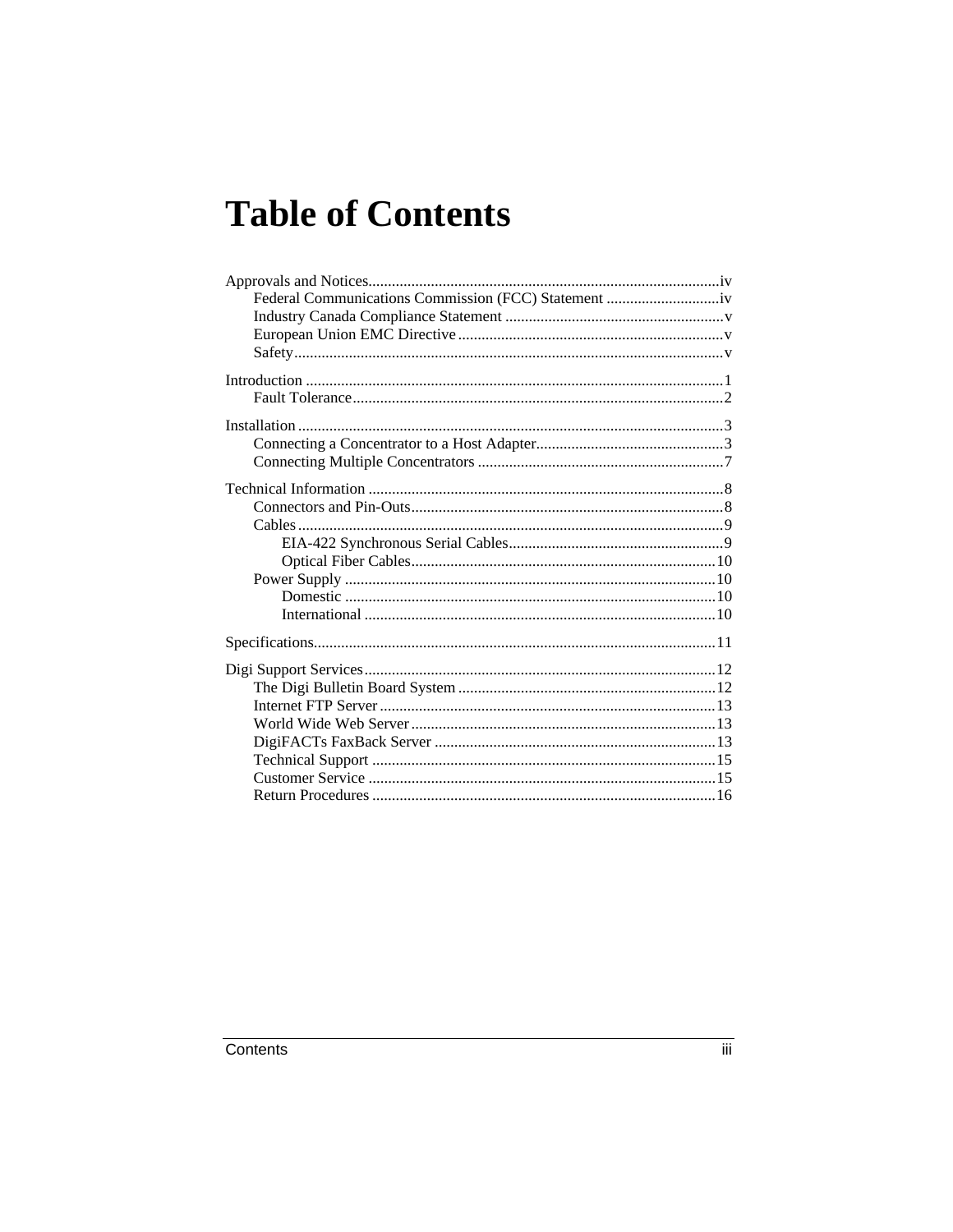# Table of Contents

Approvals and Notices........................................................................................iv
- Federal Communications Commission (FCC) Statement .............................iv
- Industry Canada Compliance Statement ........................................................v
- European Union EMC Directive ....................................................................v
- Safety.............................................................................................................v

Introduction .........................................................................................................1
- Fault Tolerance..............................................................................................2

Installation ...........................................................................................................3
- Connecting a Concentrator to a Host Adapter................................................3
- Connecting Multiple Concentrators ...............................................................7

Technical Information ..........................................................................................8
- Connectors and Pin-Outs...............................................................................8
- Cables............................................................................................................9
  - EIA-422 Synchronous Serial Cables.......................................................9
  - Optical Fiber Cables.............................................................................10
- Power Supply ..............................................................................................10
  - Domestic ..............................................................................................10
  - International .........................................................................................10

Specifications.....................................................................................................11

Digi Support Services.........................................................................................12
- The Digi Bulletin Board System .................................................................12
- Internet FTP Server......................................................................................13
- World Wide Web Server.............................................................................13
- DigiFACTs FaxBack Server ........................................................................13
- Technical Support .......................................................................................15
- Customer Service ........................................................................................15
- Return Procedures .......................................................................................16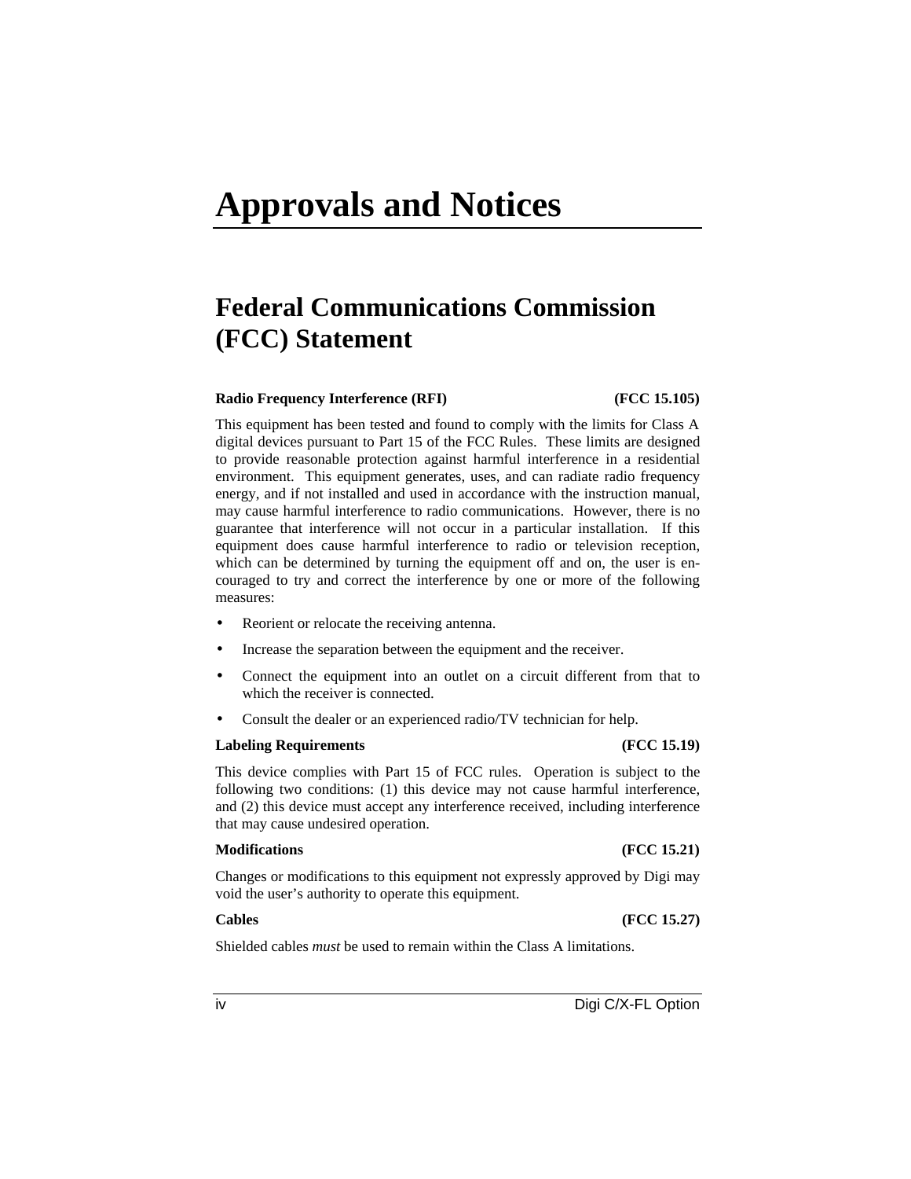# Approvals and Notices

## Federal Communications Commission (FCC) Statement

**Radio Frequency Interference (RFI) (FCC 15.105)**

This equipment has been tested and found to comply with the limits for Class A digital devices pursuant to Part 15 of the FCC Rules. These limits are designed to provide reasonable protection against harmful interference in a residential environment. This equipment generates, uses, and can radiate radio frequency energy, and if not installed and used in accordance with the instruction manual, may cause harmful interference to radio communications. However, there is no guarantee that interference will not occur in a particular installation. If this equipment does cause harmful interference to radio or television reception, which can be determined by turning the equipment off and on, the user is encouraged to try and correct the interference by one or more of the following measures:

- Reorient or relocate the receiving antenna.
- Increase the separation between the equipment and the receiver.
- Connect the equipment into an outlet on a circuit different from that to which the receiver is connected.
- Consult the dealer or an experienced radio/TV technician for help.

**Labeling Requirements (FCC 15.19)**

This device complies with Part 15 of FCC rules. Operation is subject to the following two conditions: (1) this device may not cause harmful interference, and (2) this device must accept any interference received, including interference that may cause undesired operation.

**Modifications (FCC 15.21)**

Changes or modifications to this equipment not expressly approved by Digi may void the user's authority to operate this equipment.

**Cables (FCC 15.27)**

Shielded cables *must* be used to remain within the Class A limitations.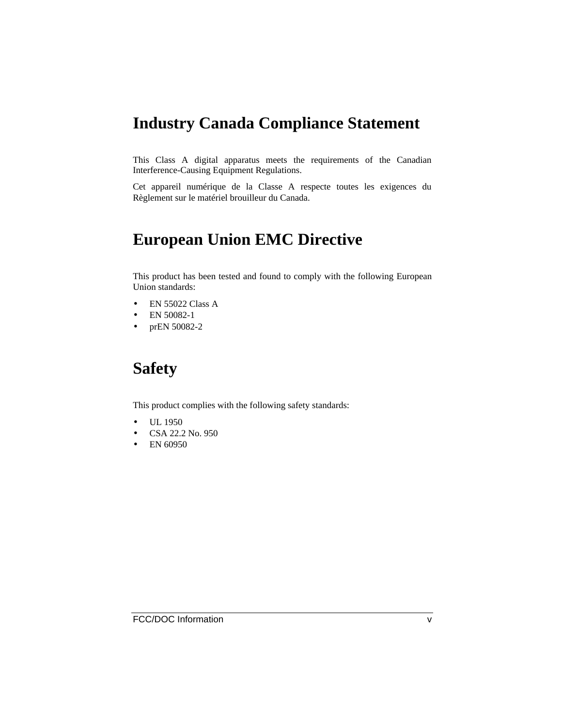# Industry Canada Compliance Statement

This Class A digital apparatus meets the requirements of the Canadian Interference-Causing Equipment Regulations.

Cet appareil numérique de la Classe A respecte toutes les exigences du Règlement sur le matériel brouilleur du Canada.

# European Union EMC Directive

This product has been tested and found to comply with the following European Union standards:

- EN 55022 Class A
- EN 50082-1
- prEN 50082-2

# Safety

This product complies with the following safety standards:

- UL 1950
- CSA 22.2 No. 950
- EN 60950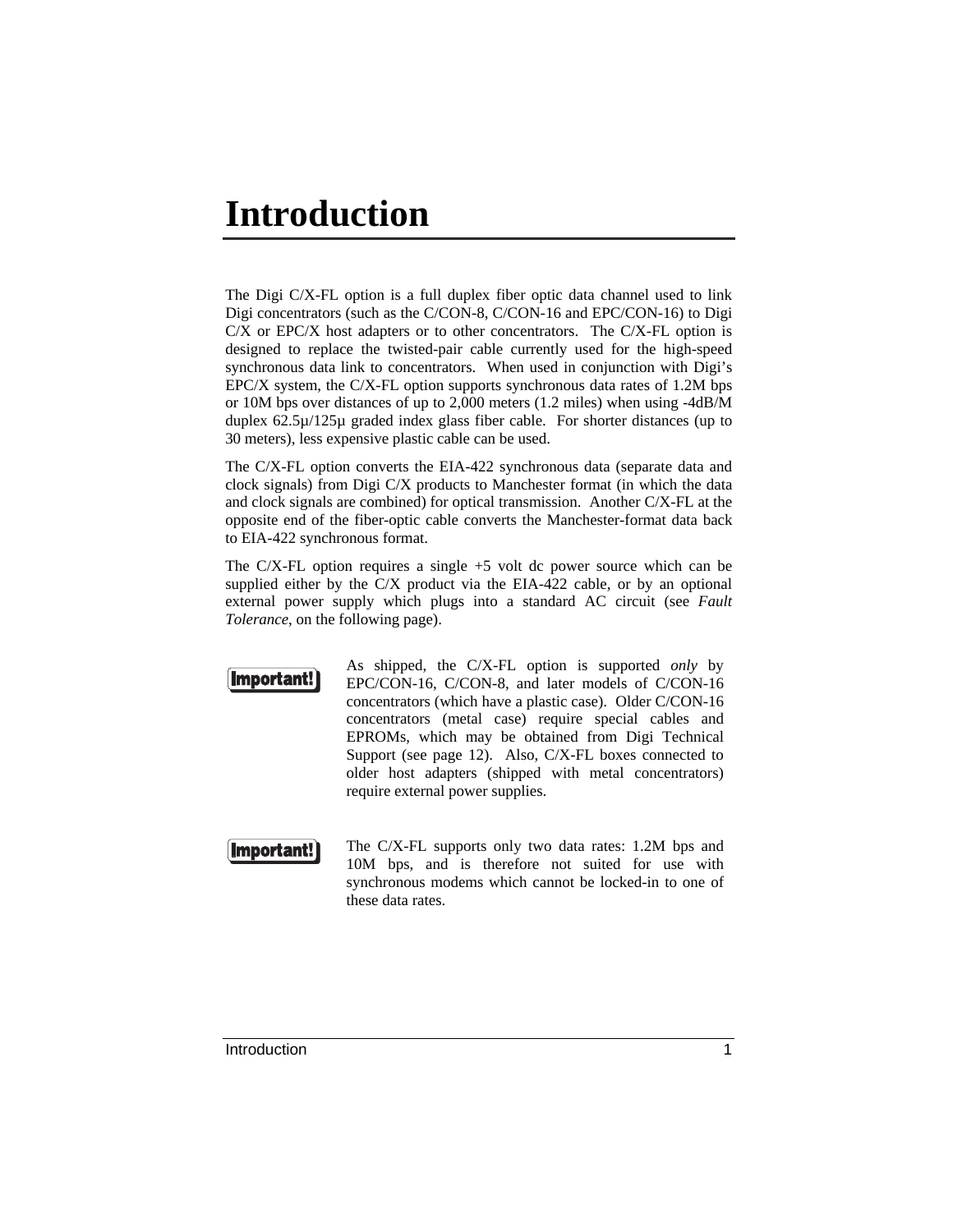# Introduction

The Digi C/X-FL option is a full duplex fiber optic data channel used to link Digi concentrators (such as the C/CON-8, C/CON-16 and EPC/CON-16) to Digi C/X or EPC/X host adapters or to other concentrators. The C/X-FL option is designed to replace the twisted-pair cable currently used for the high-speed synchronous data link to concentrators. When used in conjunction with Digi's EPC/X system, the C/X-FL option supports synchronous data rates of 1.2M bps or 10M bps over distances of up to 2,000 meters (1.2 miles) when using -4dB/M duplex 62.5µ/125µ graded index glass fiber cable. For shorter distances (up to 30 meters), less expensive plastic cable can be used.

The C/X-FL option converts the EIA-422 synchronous data (separate data and clock signals) from Digi C/X products to Manchester format (in which the data and clock signals are combined) for optical transmission. Another C/X-FL at the opposite end of the fiber-optic cable converts the Manchester-format data back to EIA-422 synchronous format.

The C/X-FL option requires a single +5 volt dc power source which can be supplied either by the C/X product via the EIA-422 cable, or by an optional external power supply which plugs into a standard AC circuit (see *Fault Tolerance*, on the following page).

**Important!** As shipped, the C/X-FL option is supported *only* by EPC/CON-16, C/CON-8, and later models of C/CON-16 concentrators (which have a plastic case). Older C/CON-16 concentrators (metal case) require special cables and EPROMs, which may be obtained from Digi Technical Support (see page 12). Also, C/X-FL boxes connected to older host adapters (shipped with metal concentrators) require external power supplies.

**Important!** The C/X-FL supports only two data rates: 1.2M bps and 10M bps, and is therefore not suited for use with synchronous modems which cannot be locked-in to one of these data rates.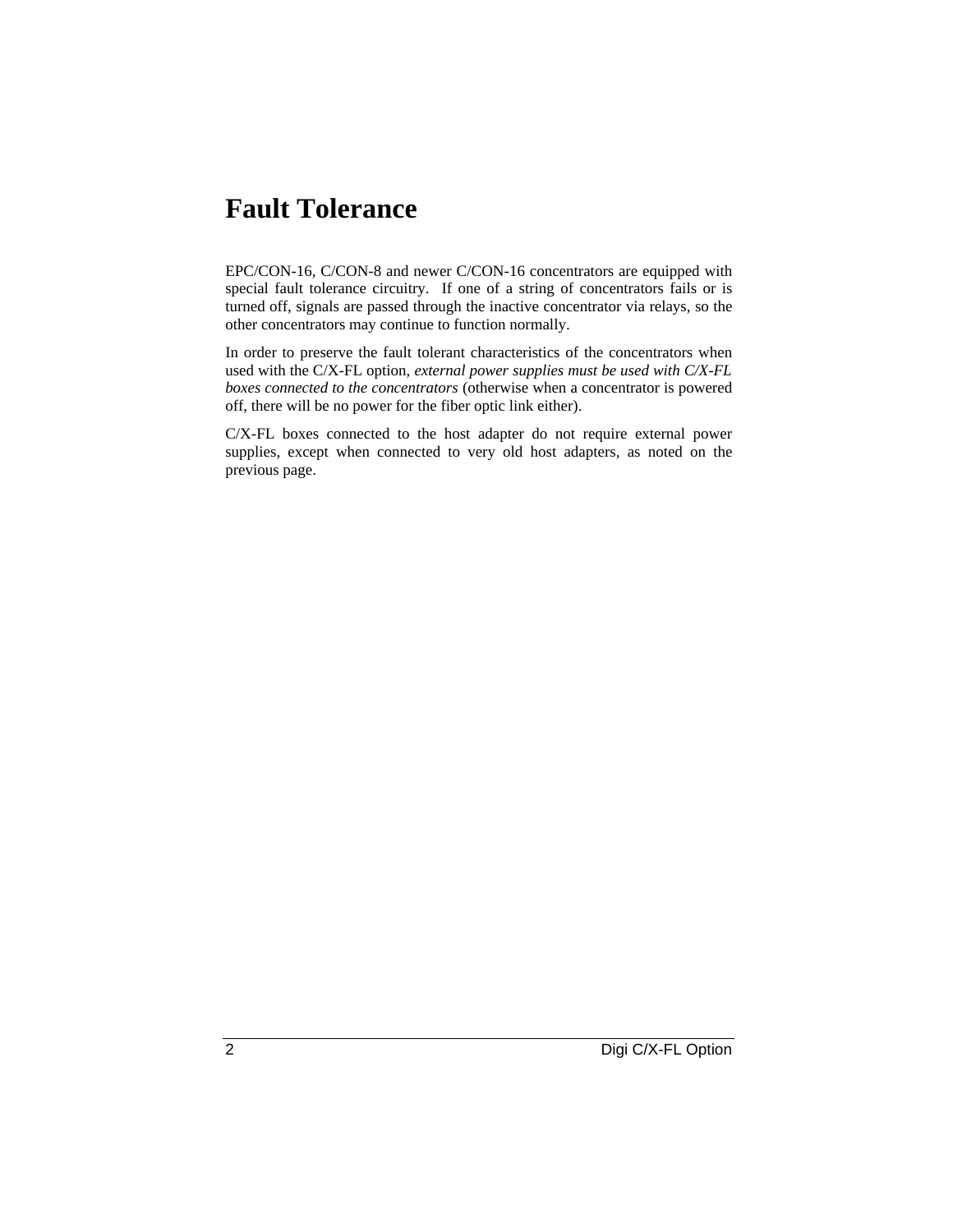# Fault Tolerance

EPC/CON-16, C/CON-8 and newer C/CON-16 concentrators are equipped with special fault tolerance circuitry. If one of a string of concentrators fails or is turned off, signals are passed through the inactive concentrator via relays, so the other concentrators may continue to function normally.

In order to preserve the fault tolerant characteristics of the concentrators when used with the C/X-FL option, *external power supplies must be used with C/X-FL boxes connected to the concentrators* (otherwise when a concentrator is powered off, there will be no power for the fiber optic link either).

C/X-FL boxes connected to the host adapter do not require external power supplies, except when connected to very old host adapters, as noted on the previous page.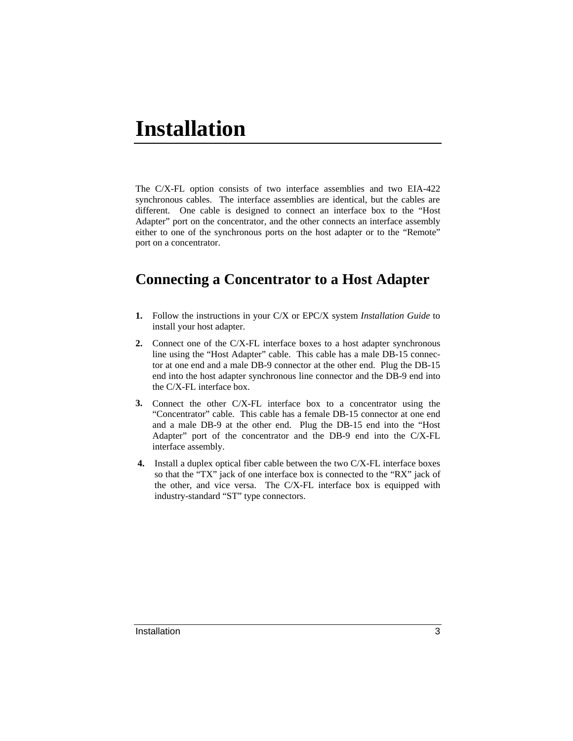# Installation

The C/X-FL option consists of two interface assemblies and two EIA-422 synchronous cables. The interface assemblies are identical, but the cables are different. One cable is designed to connect an interface box to the "Host Adapter" port on the concentrator, and the other connects an interface assembly either to one of the synchronous ports on the host adapter or to the "Remote" port on a concentrator.

## Connecting a Concentrator to a Host Adapter

**1.** Follow the instructions in your C/X or EPC/X system *Installation Guide* to install your host adapter.

**2.** Connect one of the C/X-FL interface boxes to a host adapter synchronous line using the "Host Adapter" cable. This cable has a male DB-15 connector at one end and a male DB-9 connector at the other end. Plug the DB-15 end into the host adapter synchronous line connector and the DB-9 end into the C/X-FL interface box.

**3.** Connect the other C/X-FL interface box to a concentrator using the "Concentrator" cable. This cable has a female DB-15 connector at one end and a male DB-9 at the other end. Plug the DB-15 end into the "Host Adapter" port of the concentrator and the DB-9 end into the C/X-FL interface assembly.

**4.** Install a duplex optical fiber cable between the two C/X-FL interface boxes so that the "TX" jack of one interface box is connected to the "RX" jack of the other, and vice versa. The C/X-FL interface box is equipped with industry-standard "ST" type connectors.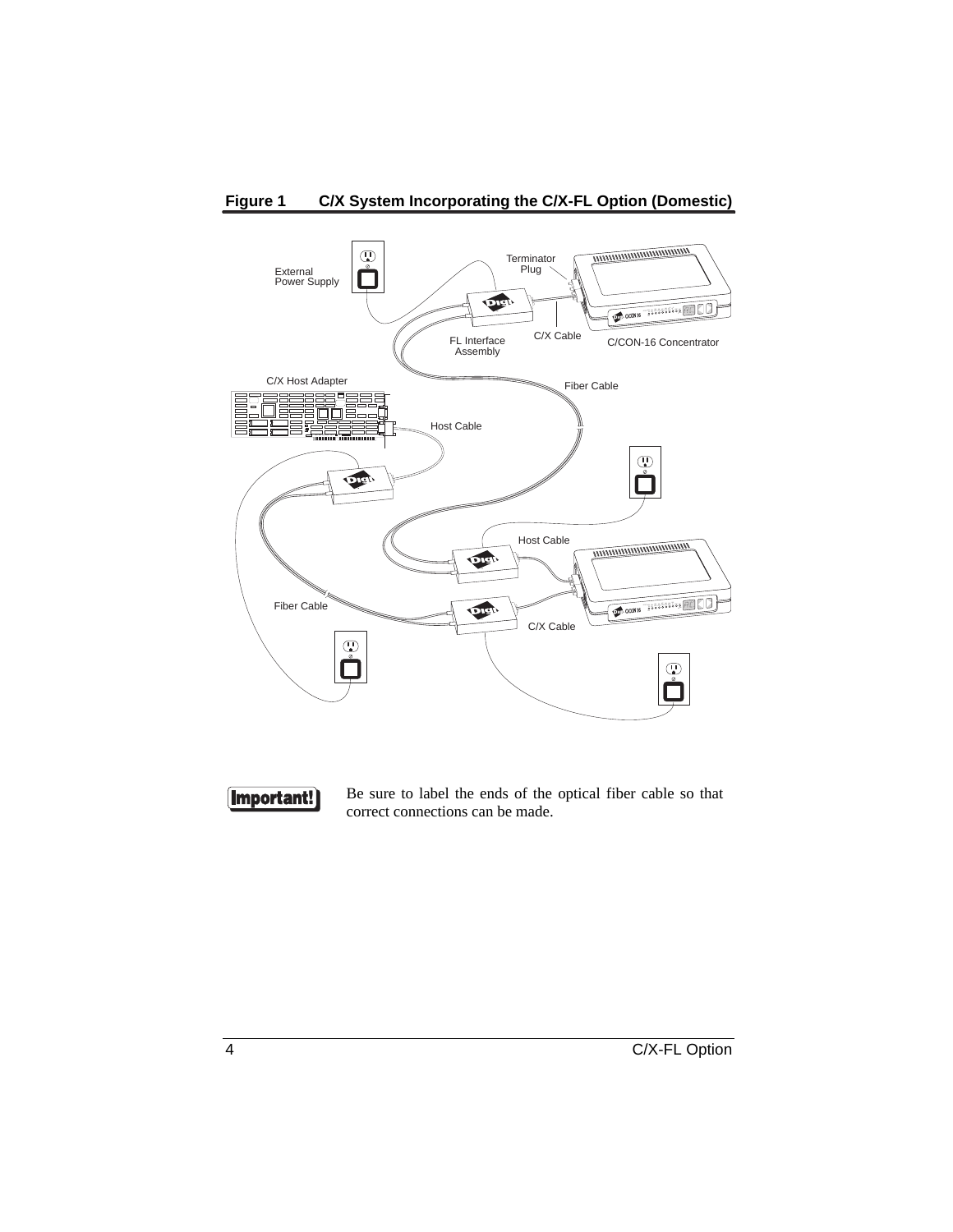**Figure 1 C/X System Incorporating the C/X-FL Option (Domestic)**

**Important!** Be sure to label the ends of the optical fiber cable so that correct connections can be made.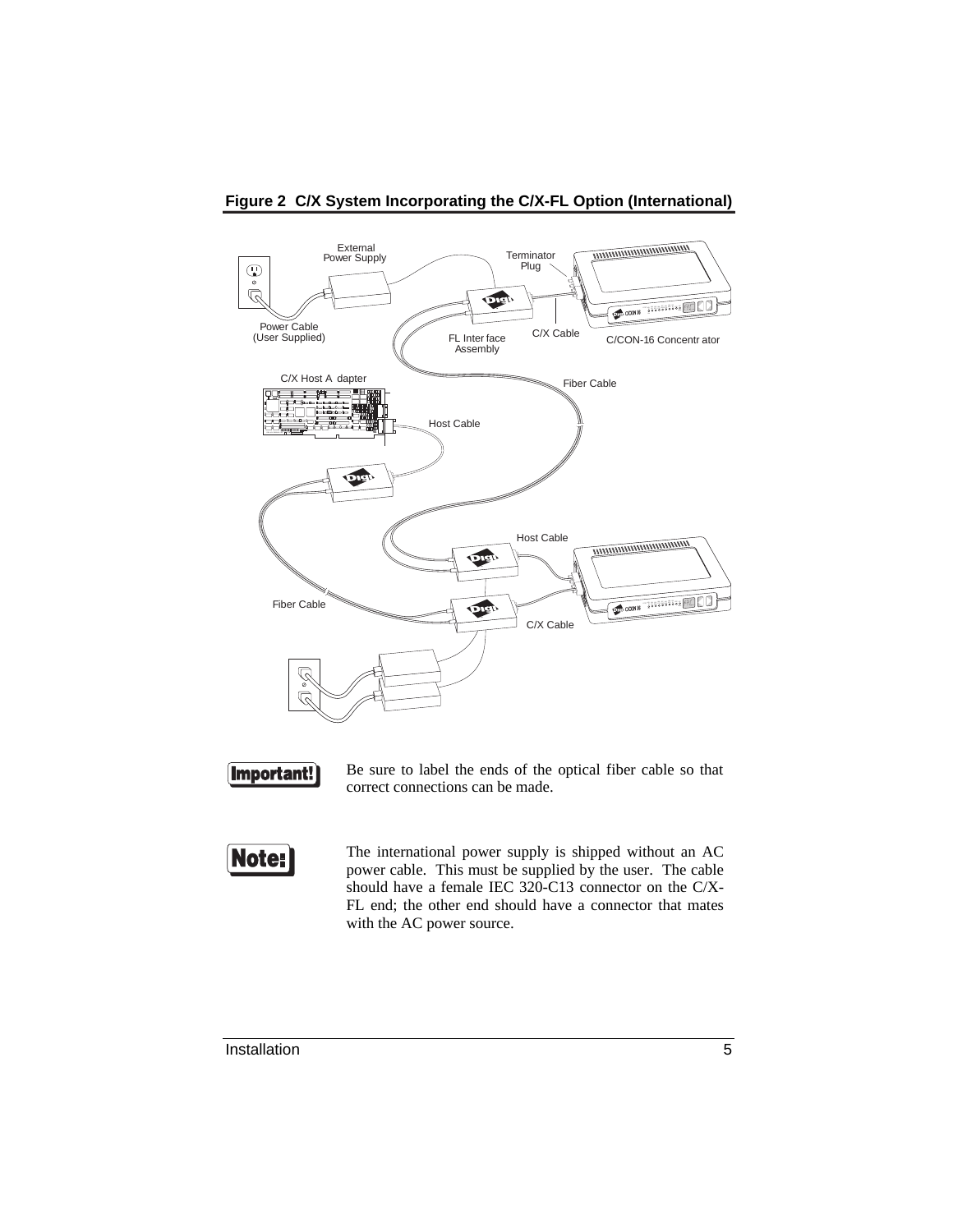**Figure 2 C/X System Incorporating the C/X-FL Option (International)**

**Important!** Be sure to label the ends of the optical fiber cable so that correct connections can be made.

**Note:** The international power supply is shipped without an AC power cable. This must be supplied by the user. The cable should have a female IEC 320-C13 connector on the C/X-FL end; the other end should have a connector that mates with the AC power source.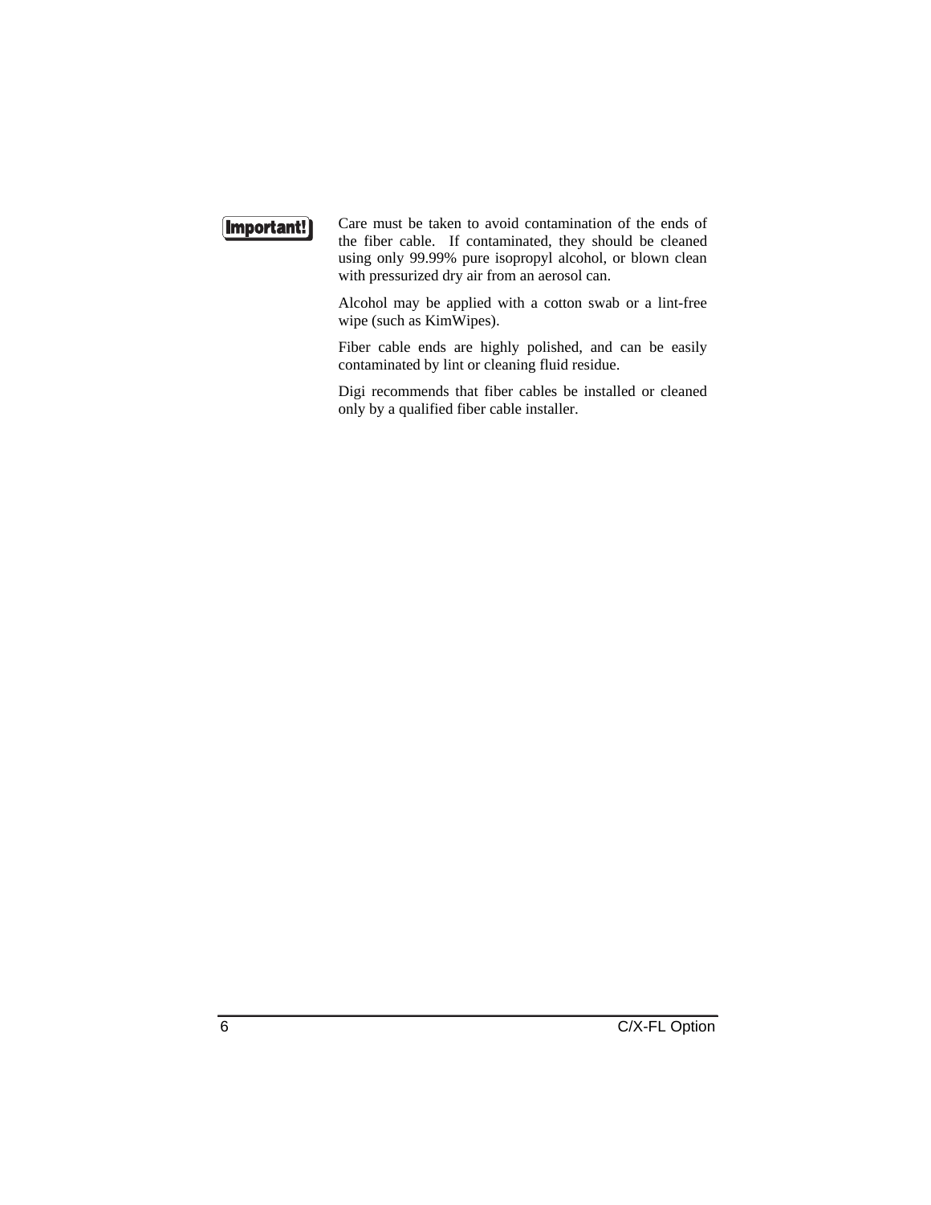**Important!**

Care must be taken to avoid contamination of the ends of the fiber cable. If contaminated, they should be cleaned using only 99.99% pure isopropyl alcohol, or blown clean with pressurized dry air from an aerosol can.

Alcohol may be applied with a cotton swab or a lint-free wipe (such as KimWipes).

Fiber cable ends are highly polished, and can be easily contaminated by lint or cleaning fluid residue.

Digi recommends that fiber cables be installed or cleaned only by a qualified fiber cable installer.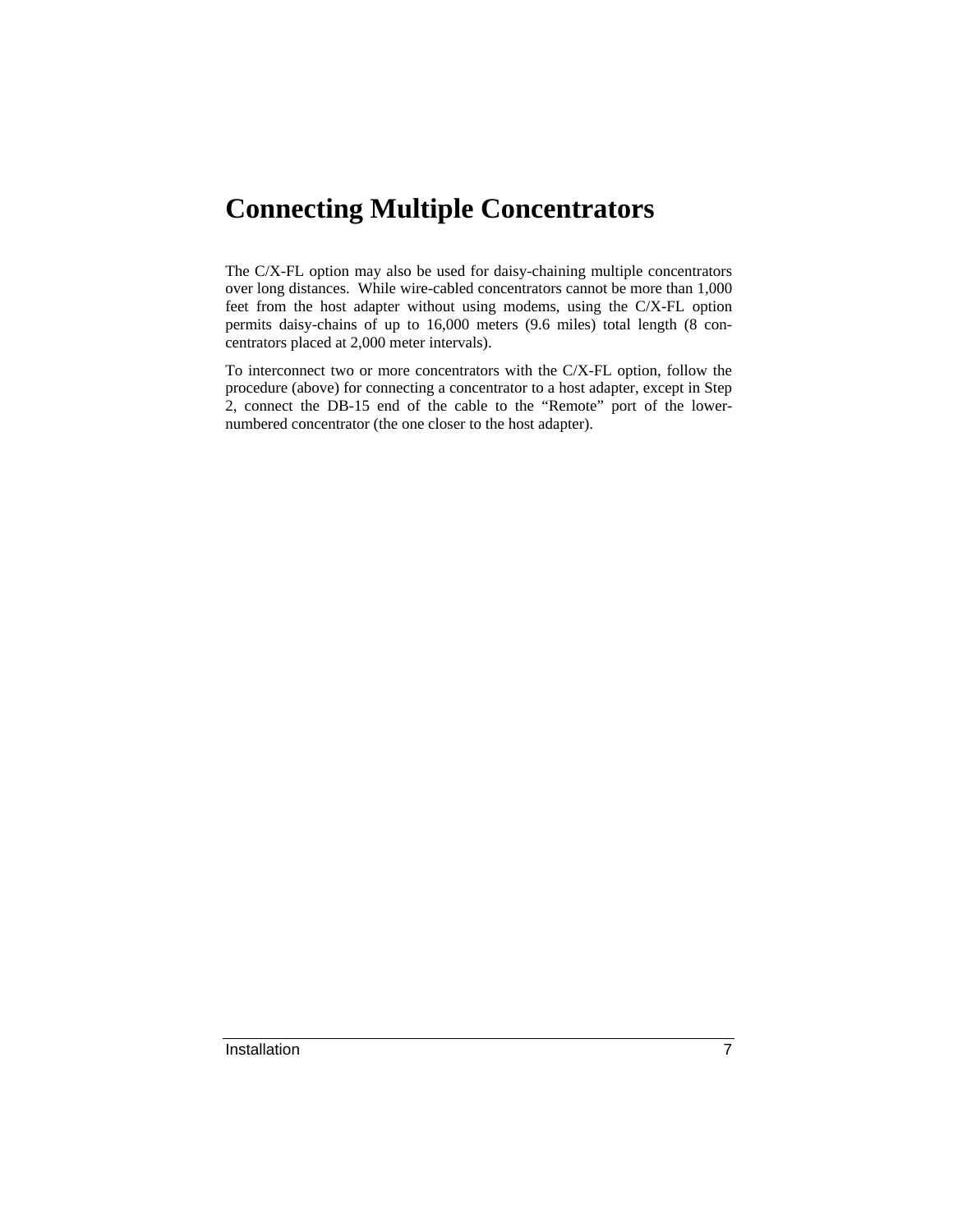# Connecting Multiple Concentrators

The C/X-FL option may also be used for daisy-chaining multiple concentrators over long distances. While wire-cabled concentrators cannot be more than 1,000 feet from the host adapter without using modems, using the C/X-FL option permits daisy-chains of up to 16,000 meters (9.6 miles) total length (8 concentrators placed at 2,000 meter intervals).

To interconnect two or more concentrators with the C/X-FL option, follow the procedure (above) for connecting a concentrator to a host adapter, except in Step 2, connect the DB-15 end of the cable to the “Remote” port of the lower-numbered concentrator (the one closer to the host adapter).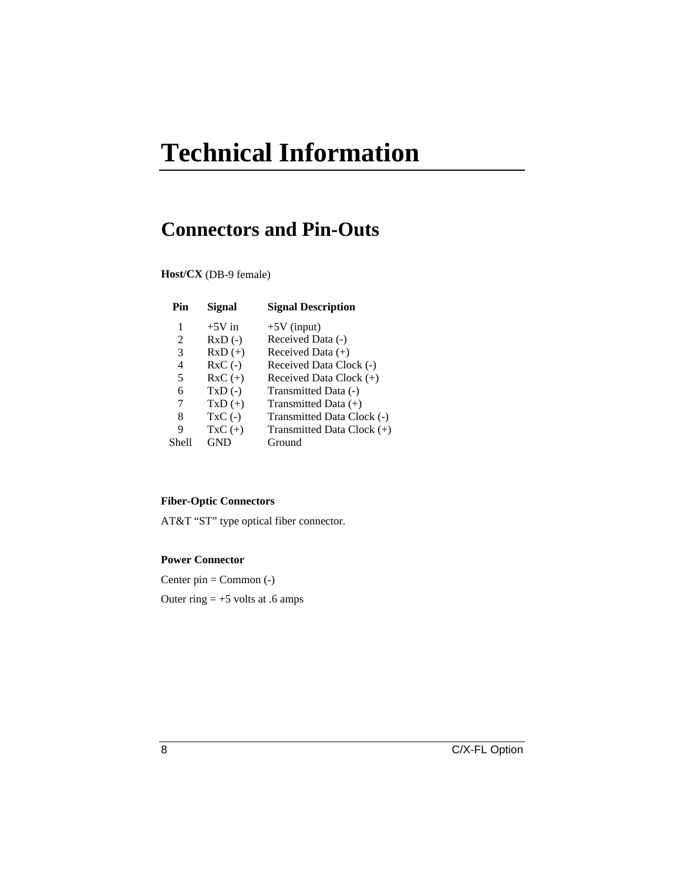# Technical Information

## Connectors and Pin-Outs

**Host/CX** (DB-9 female)

| Pin | Signal | Signal Description |
|---|---|---|
| 1 | +5V in | +5V (input) |
| 2 | RxD (-) | Received Data (-) |
| 3 | RxD (+) | Received Data (+) |
| 4 | RxC (-) | Received Data Clock (-) |
| 5 | RxC (+) | Received Data Clock (+) |
| 6 | TxD (-) | Transmitted Data (-) |
| 7 | TxD (+) | Transmitted Data (+) |
| 8 | TxC (-) | Transmitted Data Clock (-) |
| 9 | TxC (+) | Transmitted Data Clock (+) |
| Shell | GND | Ground |

**Fiber-Optic Connectors**

AT&T “ST” type optical fiber connector.

**Power Connector**

Center pin = Common (-)

Outer ring = +5 volts at .6 amps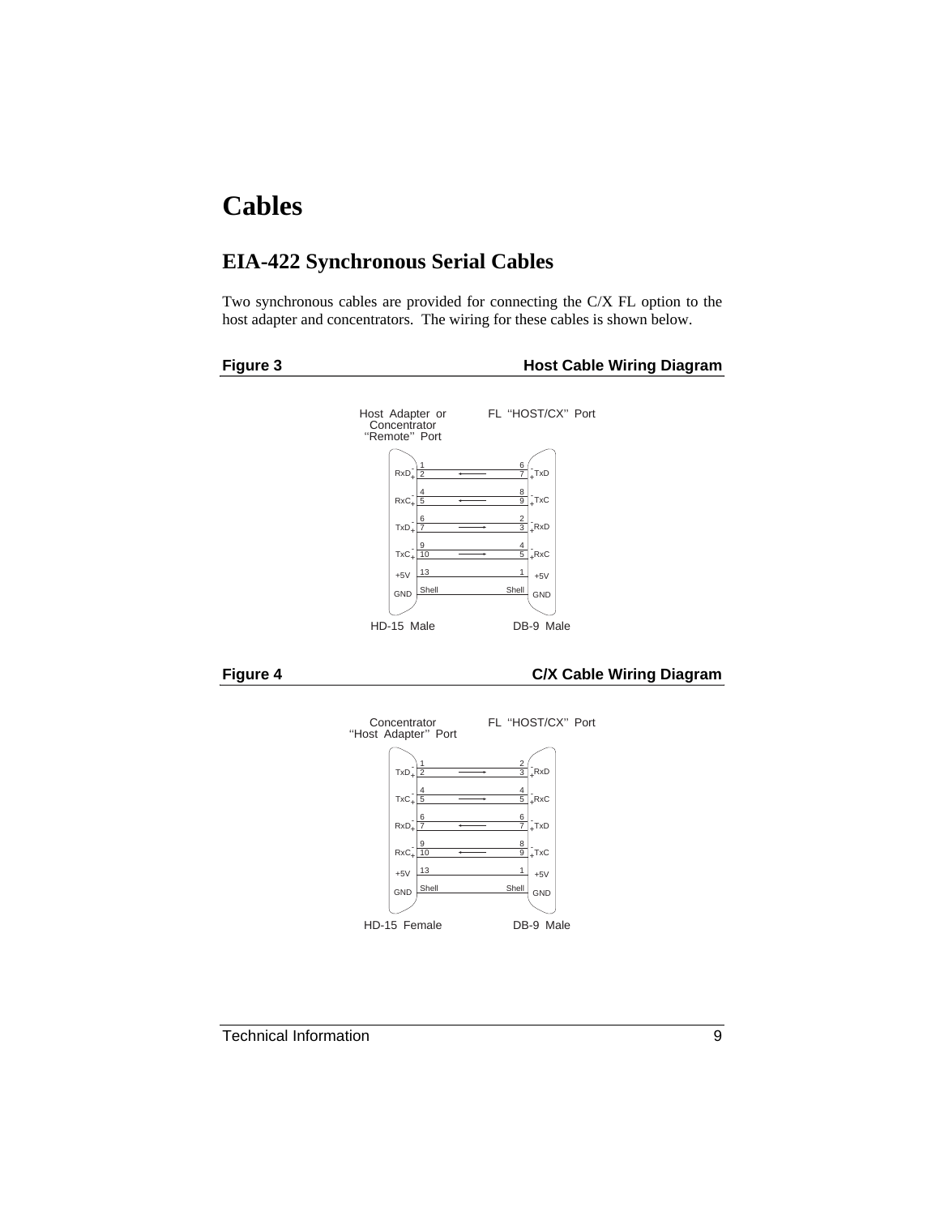# Cables

## EIA-422 Synchronous Serial Cables

Two synchronous cables are provided for connecting the C/X FL option to the host adapter and concentrators. The wiring for these cables is shown below.

**Figure 3** **Host Cable Wiring Diagram**

| Host Adapter or Concentrator "Remote" Port (HD-15 Male) | Pin | Direction | Pin | FL "HOST/CX" Port (DB-9 Male) |
|---|---|---|---|---|
| RxD - | 1 | ← | 6 | TxD - |
| RxD + | 2 | ← | 7 | TxD + |
| RxC - | 4 | ← | 8 | TxC - |
| RxC + | 5 | ← | 9 | TxC + |
| TxD - | 6 | → | 2 | RxD - |
| TxD + | 7 | → | 3 | RxD + |
| TxC - | 9 | → | 4 | RxC - |
| TxC + | 10 | → | 5 | RxC + |
| +5V | 13 | — | 1 | +5V |
| GND | Shell | — | Shell | GND |

**Figure 4** **C/X Cable Wiring Diagram**

| Concentrator "Host Adapter" Port (HD-15 Female) | Pin | Direction | Pin | FL "HOST/CX" Port (DB-9 Male) |
|---|---|---|---|---|
| TxD - | 1 | → | 2 | RxD - |
| TxD + | 2 | → | 3 | RxD + |
| TxC - | 4 | → | 4 | RxC - |
| TxC + | 5 | → | 5 | RxC + |
| RxD - | 6 | ← | 6 | TxD - |
| RxD + | 7 | ← | 7 | TxD + |
| RxC - | 9 | ← | 8 | TxC - |
| RxC + | 10 | ← | 9 | TxC + |
| +5V | 13 | — | 1 | +5V |
| GND | Shell | — | Shell | GND |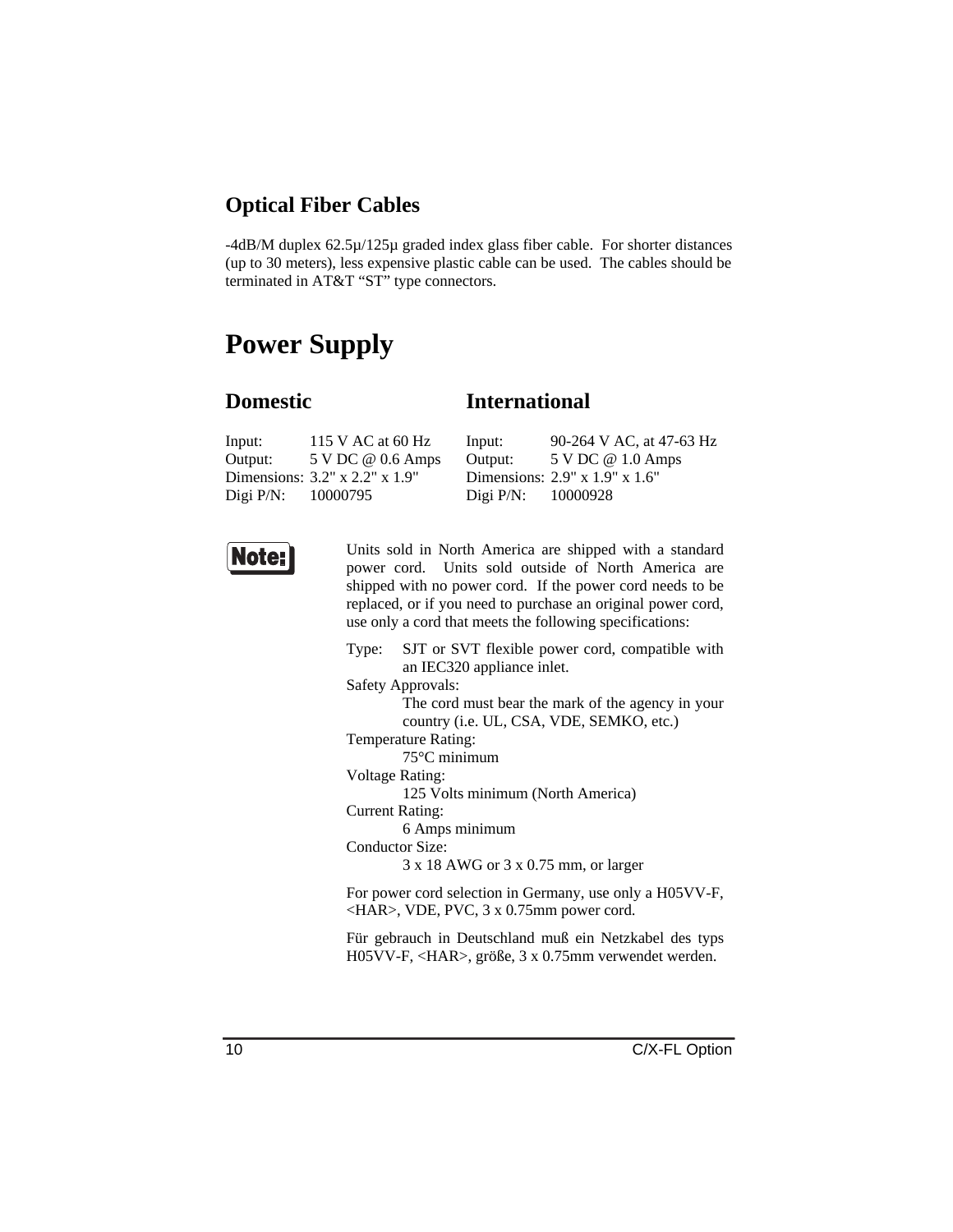### Optical Fiber Cables

-4dB/M duplex 62.5µ/125µ graded index glass fiber cable.  For shorter distances (up to 30 meters), less expensive plastic cable can be used.  The cables should be terminated in AT&T "ST" type connectors.

## Power Supply

### Domestic

Input: 115 V AC at 60 Hz
Output: 5 V DC @ 0.6 Amps
Dimensions: 3.2" x 2.2" x 1.9"
Digi P/N: 10000795

### International

Input: 90-264 V AC, at 47-63 Hz
Output: 5 V DC @ 1.0 Amps
Dimensions: 2.9" x 1.9" x 1.6"
Digi P/N: 10000928

**Note:** Units sold in North America are shipped with a standard power cord.  Units sold outside of North America are shipped with no power cord.  If the power cord needs to be replaced, or if you need to purchase an original power cord, use only a cord that meets the following specifications:

Type: SJT or SVT flexible power cord, compatible with an IEC320 appliance inlet.

Safety Approvals:
The cord must bear the mark of the agency in your country (i.e. UL, CSA, VDE, SEMKO, etc.)

Temperature Rating:
75°C minimum

Voltage Rating:
125 Volts minimum (North America)

Current Rating:
6 Amps minimum

Conductor Size:
3 x 18 AWG or 3 x 0.75 mm, or larger

For power cord selection in Germany, use only a H05VV-F, <HAR>, VDE, PVC, 3 x 0.75mm power cord.

Für gebrauch in Deutschland muß ein Netzkabel des typs H05VV-F, <HAR>, größe, 3 x 0.75mm verwendet werden.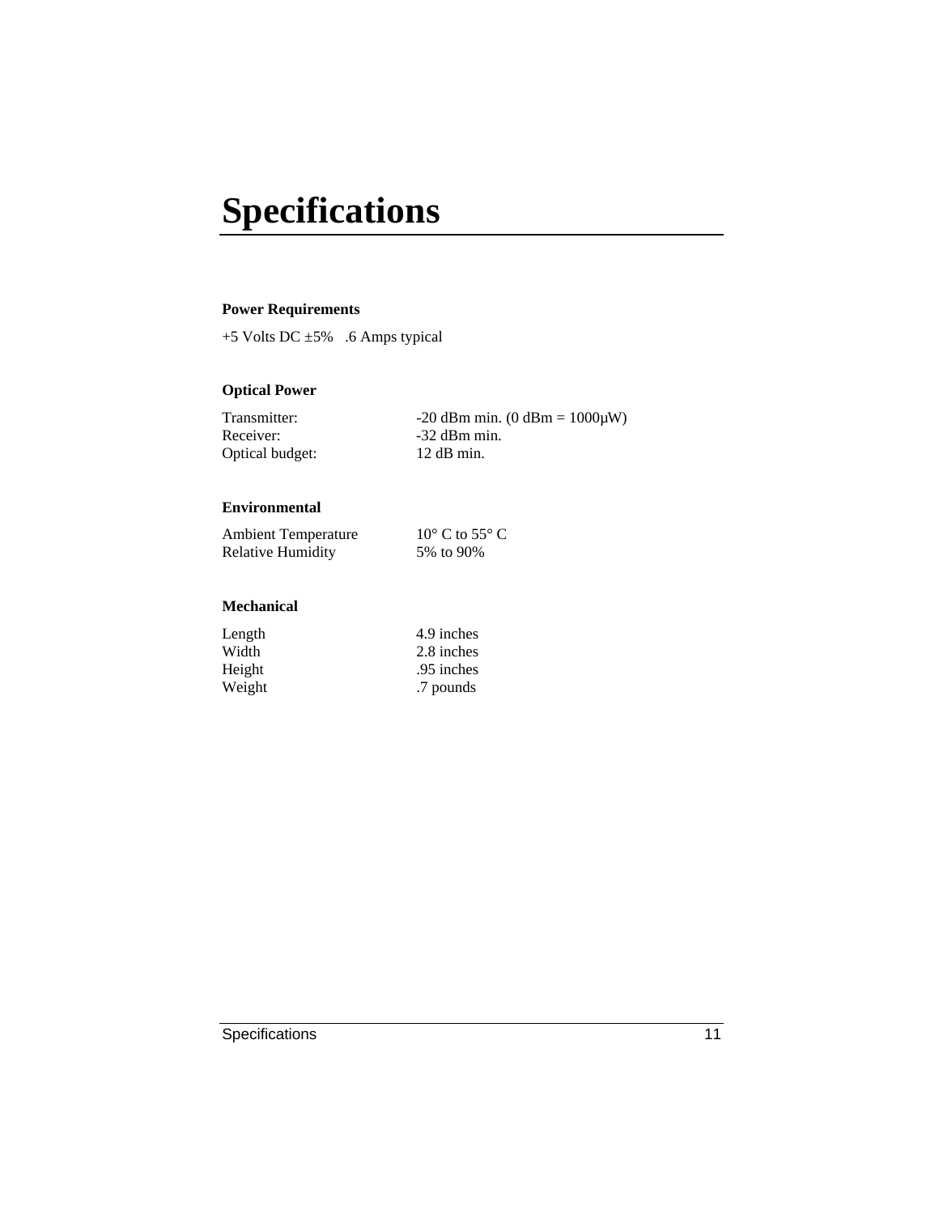# Specifications

**Power Requirements**

+5 Volts DC ±5%   .6 Amps typical

**Optical Power**

| | |
|---|---|
| Transmitter: | -20 dBm min. (0 dBm = 1000μW) |
| Receiver: | -32 dBm min. |
| Optical budget: | 12 dB min. |

**Environmental**

| | |
|---|---|
| Ambient Temperature | 10° C to 55° C |
| Relative Humidity | 5% to 90% |

**Mechanical**

| | |
|---|---|
| Length | 4.9 inches |
| Width | 2.8 inches |
| Height | .95 inches |
| Weight | .7 pounds |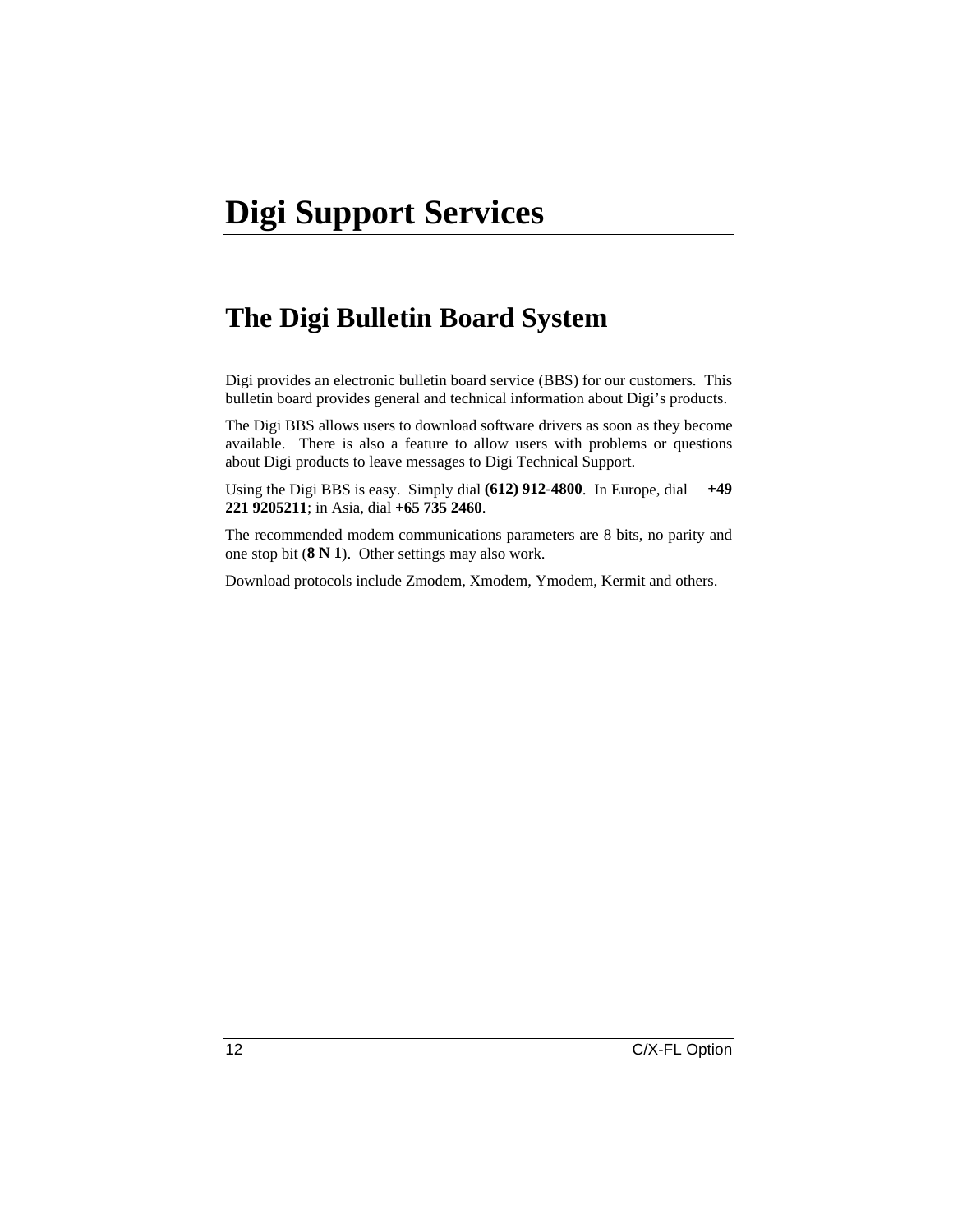# Digi Support Services

## The Digi Bulletin Board System

Digi provides an electronic bulletin board service (BBS) for our customers. This bulletin board provides general and technical information about Digi's products.

The Digi BBS allows users to download software drivers as soon as they become available. There is also a feature to allow users with problems or questions about Digi products to leave messages to Digi Technical Support.

Using the Digi BBS is easy. Simply dial **(612) 912-4800**. In Europe, dial **+49 221 9205211**; in Asia, dial **+65 735 2460**.

The recommended modem communications parameters are 8 bits, no parity and one stop bit (**8 N 1**). Other settings may also work.

Download protocols include Zmodem, Xmodem, Ymodem, Kermit and others.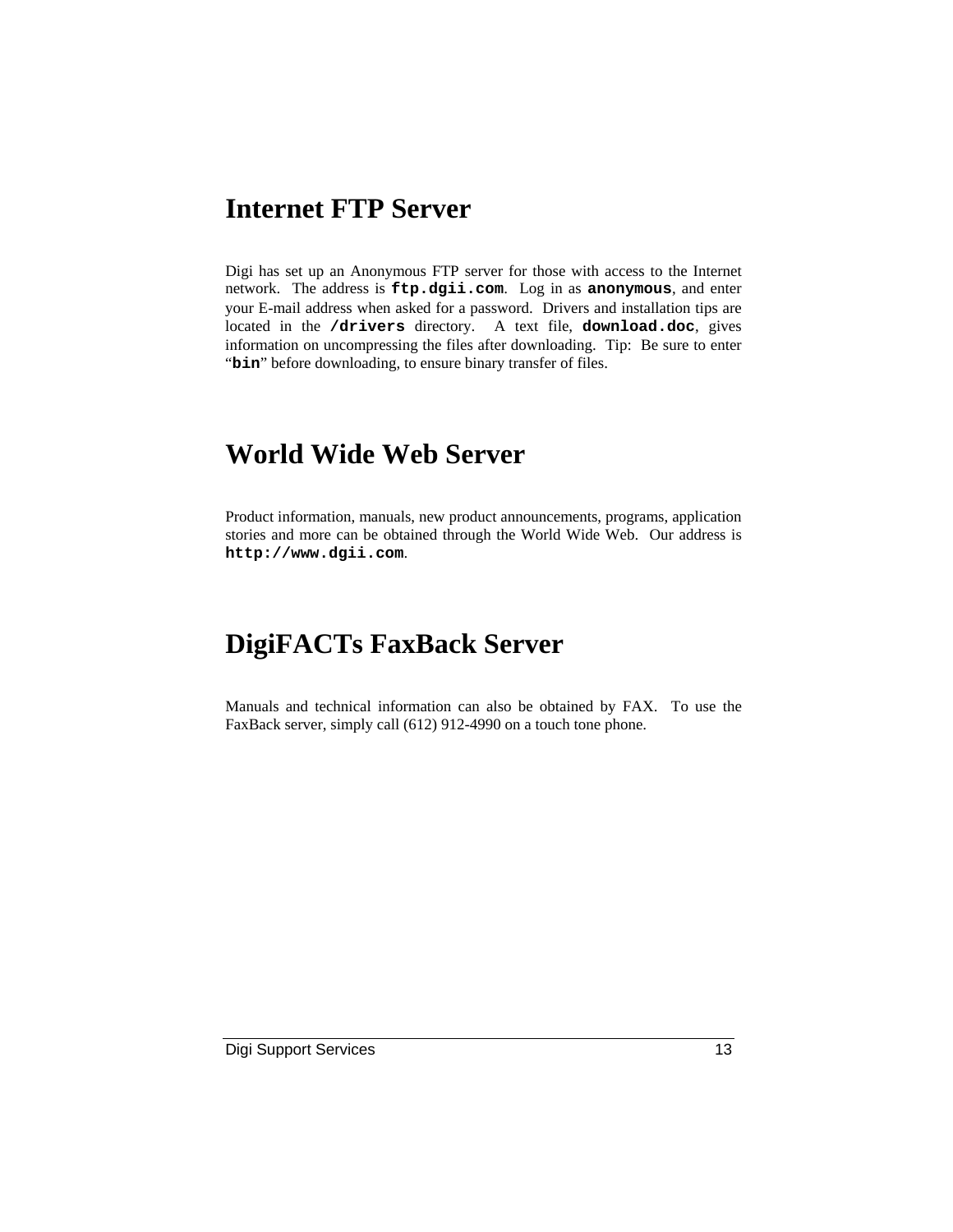# Internet FTP Server

Digi has set up an Anonymous FTP server for those with access to the Internet network. The address is **`ftp.dgii.com`**. Log in as **`anonymous`**, and enter your E-mail address when asked for a password. Drivers and installation tips are located in the **`/drivers`** directory. A text file, **`download.doc`**, gives information on uncompressing the files after downloading. Tip: Be sure to enter "**`bin`**" before downloading, to ensure binary transfer of files.

# World Wide Web Server

Product information, manuals, new product announcements, programs, application stories and more can be obtained through the World Wide Web. Our address is **`http://www.dgii.com`**.

# DigiFACTs FaxBack Server

Manuals and technical information can also be obtained by FAX. To use the FaxBack server, simply call (612) 912-4990 on a touch tone phone.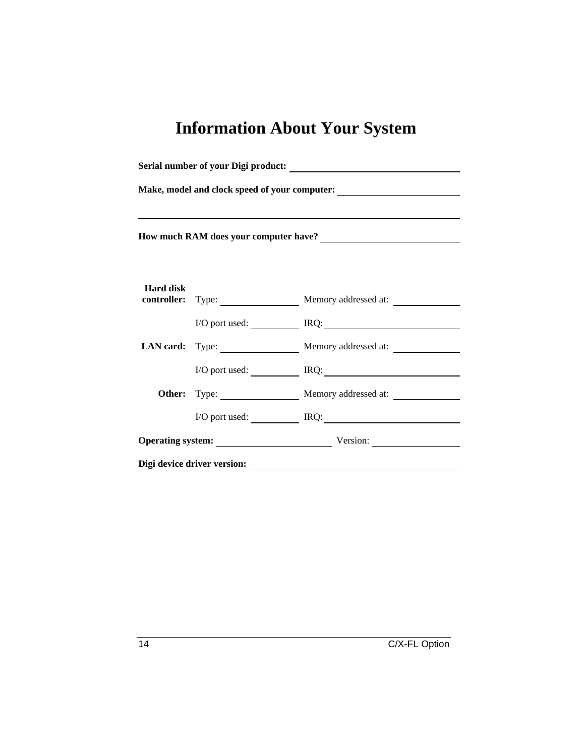# Information About Your System

**Serial number of your Digi product:** \_\_\_\_\_\_\_\_\_\_\_\_\_\_\_\_\_\_\_\_\_\_\_\_\_\_\_\_

**Make, model and clock speed of your computer:** \_\_\_\_\_\_\_\_\_\_\_\_\_\_\_\_\_\_\_\_

\_\_\_\_\_\_\_\_\_\_\_\_\_\_\_\_\_\_\_\_\_\_\_\_\_\_\_\_\_\_\_\_\_\_\_\_\_\_\_\_\_\_\_\_\_\_\_\_\_\_\_\_\_\_

**How much RAM does your computer have?** \_\_\_\_\_\_\_\_\_\_\_\_\_\_\_\_\_\_\_\_\_\_

| | | |
|---|---|---|
| **Hard disk controller:** | Type: \_\_\_\_\_\_\_\_\_\_\_\_ | Memory addressed at: \_\_\_\_\_\_\_\_\_\_ |
| | I/O port used: \_\_\_\_\_\_\_\_ | IRQ: \_\_\_\_\_\_\_\_\_\_\_\_\_\_\_\_\_\_\_\_ |
| **LAN card:** | Type: \_\_\_\_\_\_\_\_\_\_\_\_ | Memory addressed at: \_\_\_\_\_\_\_\_\_\_ |
| | I/O port used: \_\_\_\_\_\_\_\_ | IRQ: \_\_\_\_\_\_\_\_\_\_\_\_\_\_\_\_\_\_\_\_ |
| **Other:** | Type: \_\_\_\_\_\_\_\_\_\_\_\_ | Memory addressed at: \_\_\_\_\_\_\_\_\_\_ |
| | I/O port used: \_\_\_\_\_\_\_\_ | IRQ: \_\_\_\_\_\_\_\_\_\_\_\_\_\_\_\_\_\_\_\_ |

**Operating system:** \_\_\_\_\_\_\_\_\_\_\_\_\_\_\_\_\_\_\_\_ Version: \_\_\_\_\_\_\_\_\_\_\_\_\_\_

**Digi device driver version:** \_\_\_\_\_\_\_\_\_\_\_\_\_\_\_\_\_\_\_\_\_\_\_\_\_\_\_\_\_\_\_\_\_\_\_\_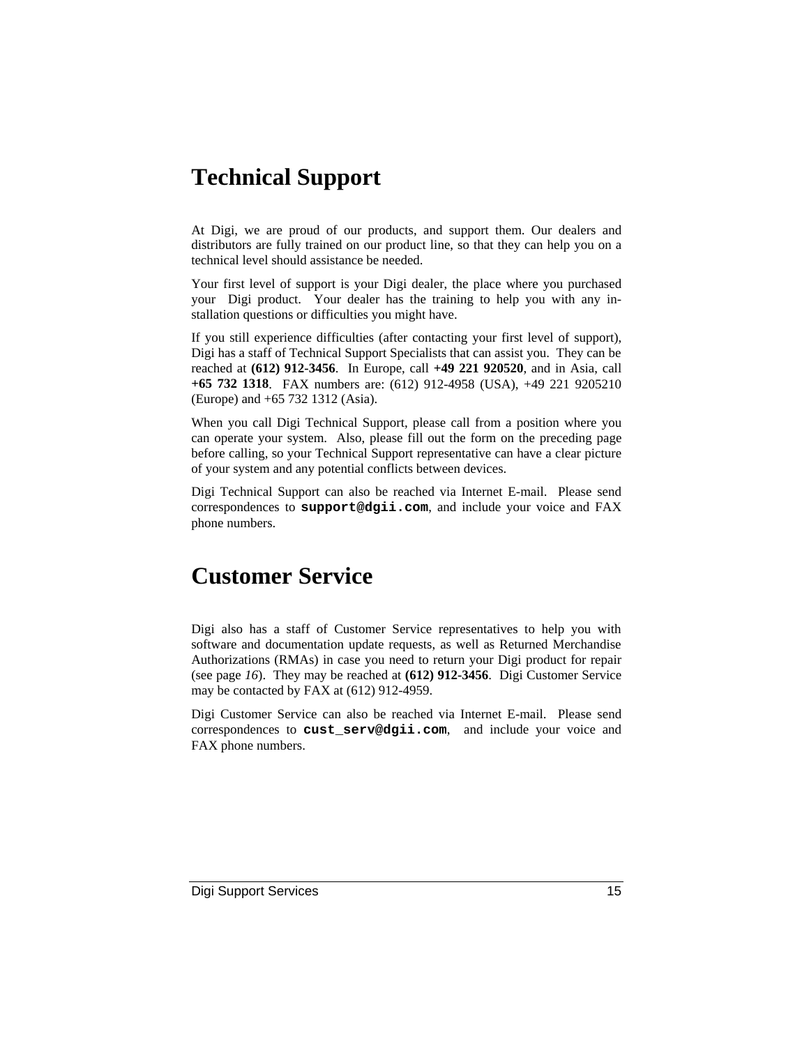# Technical Support

At Digi, we are proud of our products, and support them. Our dealers and distributors are fully trained on our product line, so that they can help you on a technical level should assistance be needed.

Your first level of support is your Digi dealer, the place where you purchased your Digi product. Your dealer has the training to help you with any installation questions or difficulties you might have.

If you still experience difficulties (after contacting your first level of support), Digi has a staff of Technical Support Specialists that can assist you. They can be reached at **(612) 912-3456**. In Europe, call **+49 221 920520**, and in Asia, call **+65 732 1318**. FAX numbers are: (612) 912-4958 (USA), +49 221 9205210 (Europe) and +65 732 1312 (Asia).

When you call Digi Technical Support, please call from a position where you can operate your system. Also, please fill out the form on the preceding page before calling, so your Technical Support representative can have a clear picture of your system and any potential conflicts between devices.

Digi Technical Support can also be reached via Internet E-mail. Please send correspondences to **`support@dgii.com`**, and include your voice and FAX phone numbers.

# Customer Service

Digi also has a staff of Customer Service representatives to help you with software and documentation update requests, as well as Returned Merchandise Authorizations (RMAs) in case you need to return your Digi product for repair (see page *16*). They may be reached at **(612) 912-3456**. Digi Customer Service may be contacted by FAX at (612) 912-4959.

Digi Customer Service can also be reached via Internet E-mail. Please send correspondences to **`cust_serv@dgii.com`**, and include your voice and FAX phone numbers.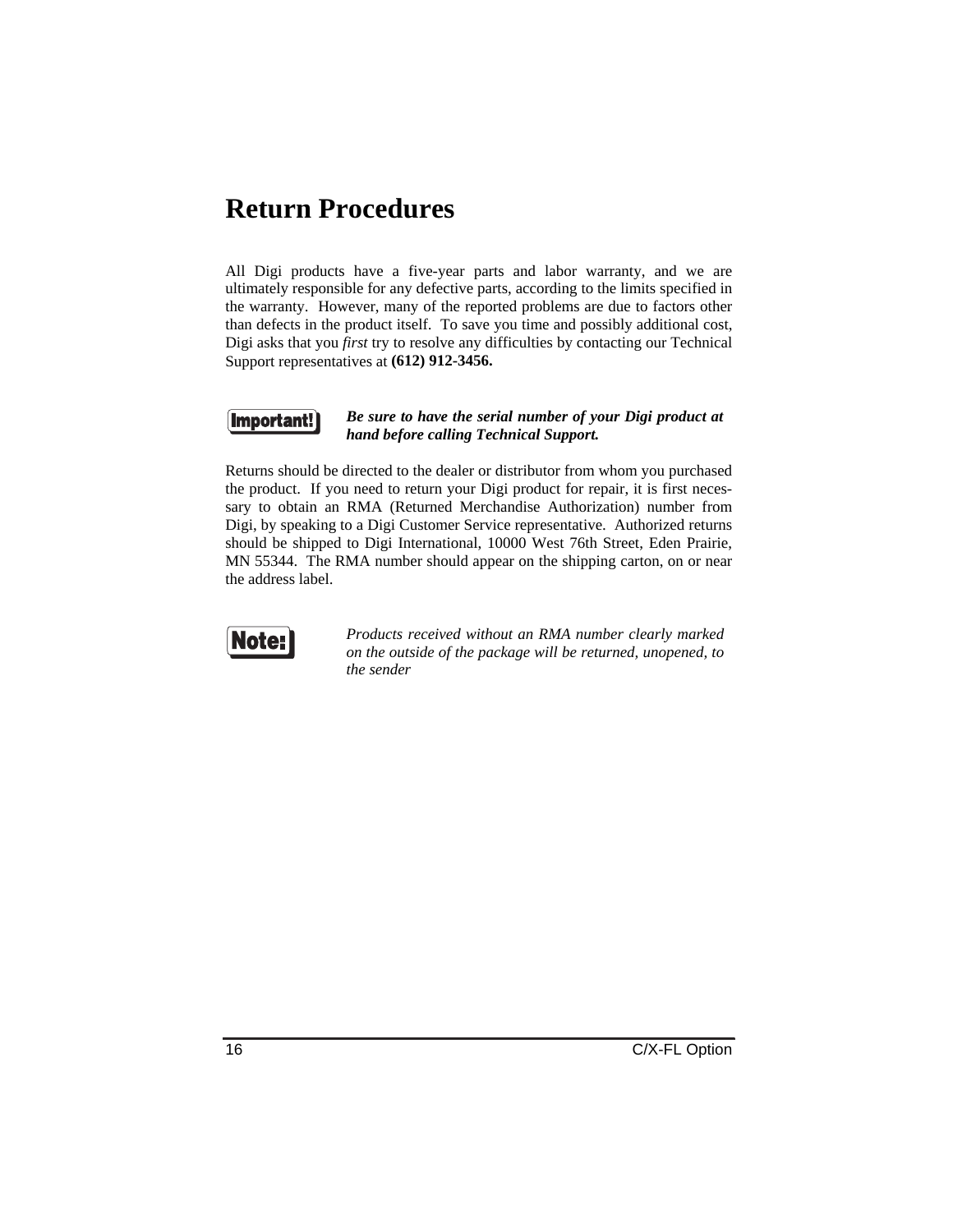# Return Procedures

All Digi products have a five-year parts and labor warranty, and we are ultimately responsible for any defective parts, according to the limits specified in the warranty. However, many of the reported problems are due to factors other than defects in the product itself. To save you time and possibly additional cost, Digi asks that you *first* try to resolve any difficulties by contacting our Technical Support representatives at **(612) 912-3456.**

**Important!** ***Be sure to have the serial number of your Digi product at hand before calling Technical Support.***

Returns should be directed to the dealer or distributor from whom you purchased the product. If you need to return your Digi product for repair, it is first necessary to obtain an RMA (Returned Merchandise Authorization) number from Digi, by speaking to a Digi Customer Service representative. Authorized returns should be shipped to Digi International, 10000 West 76th Street, Eden Prairie, MN 55344. The RMA number should appear on the shipping carton, on or near the address label.

**Note:** *Products received without an RMA number clearly marked on the outside of the package will be returned, unopened, to the sender*